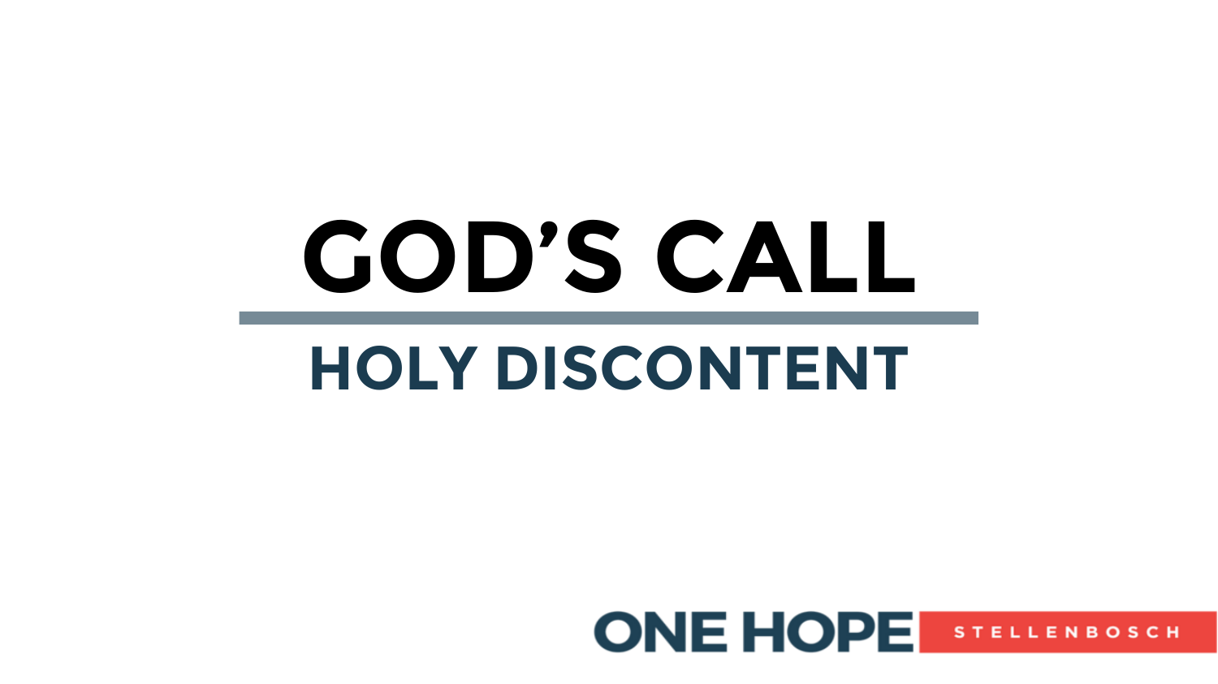# GOD'S CALL

## HOLY DISCONTENT

ONE HOPE STELLENBOSCH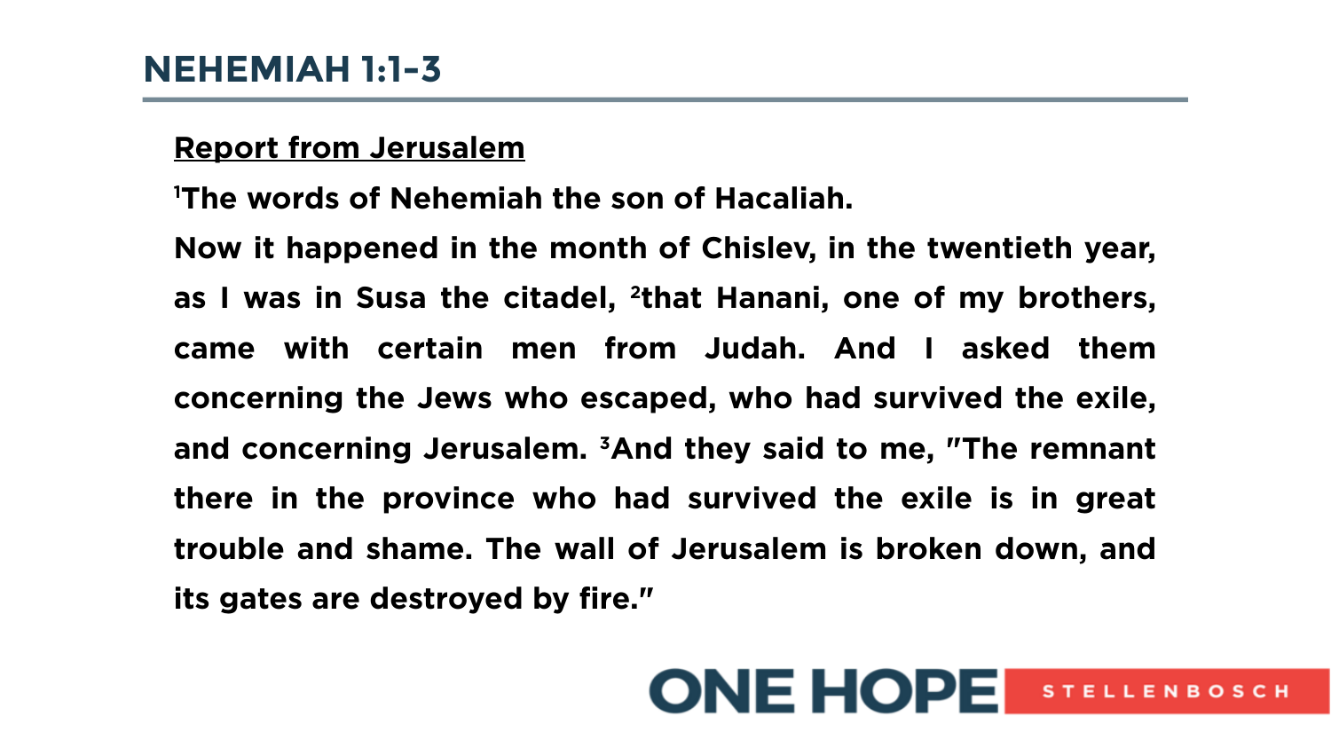# NEHEMIAH 1:1-3

**Report from Jerusalem**

[1]The words of Nehemiah the son of Hacaliah.

Now it happened in the month of Chislev, in the twentieth year, as I was in Susa the citadel, [2]that Hanani, one of my brothers, came with certain men from Judah. And I asked them concerning the Jews who escaped, who had survived the exile, and concerning Jerusalem. [3]And they said to me, "The remnant there in the province who had survived the exile is in great trouble and shame. The wall of Jerusalem is broken down, and its gates are destroyed by fire."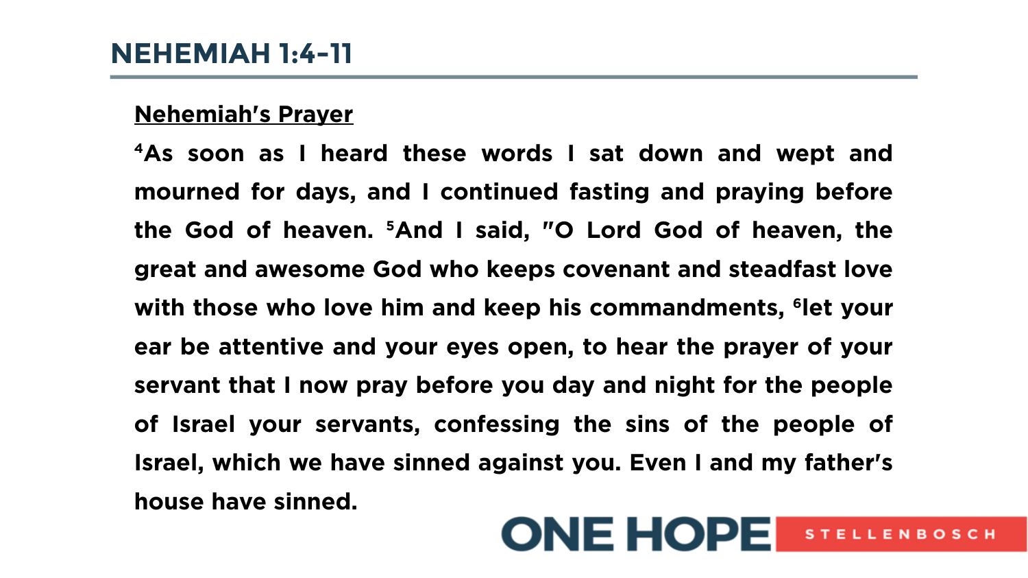# NEHEMIAH 1:4-11

**Nehemiah's Prayer**

[4]As soon as I heard these words I sat down and wept and mourned for days, and I continued fasting and praying before the God of heaven. [5]And I said, "O Lord God of heaven, the great and awesome God who keeps covenant and steadfast love with those who love him and keep his commandments, [6]let your ear be attentive and your eyes open, to hear the prayer of your servant that I now pray before you day and night for the people of Israel your servants, confessing the sins of the people of Israel, which we have sinned against you. Even I and my father's house have sinned.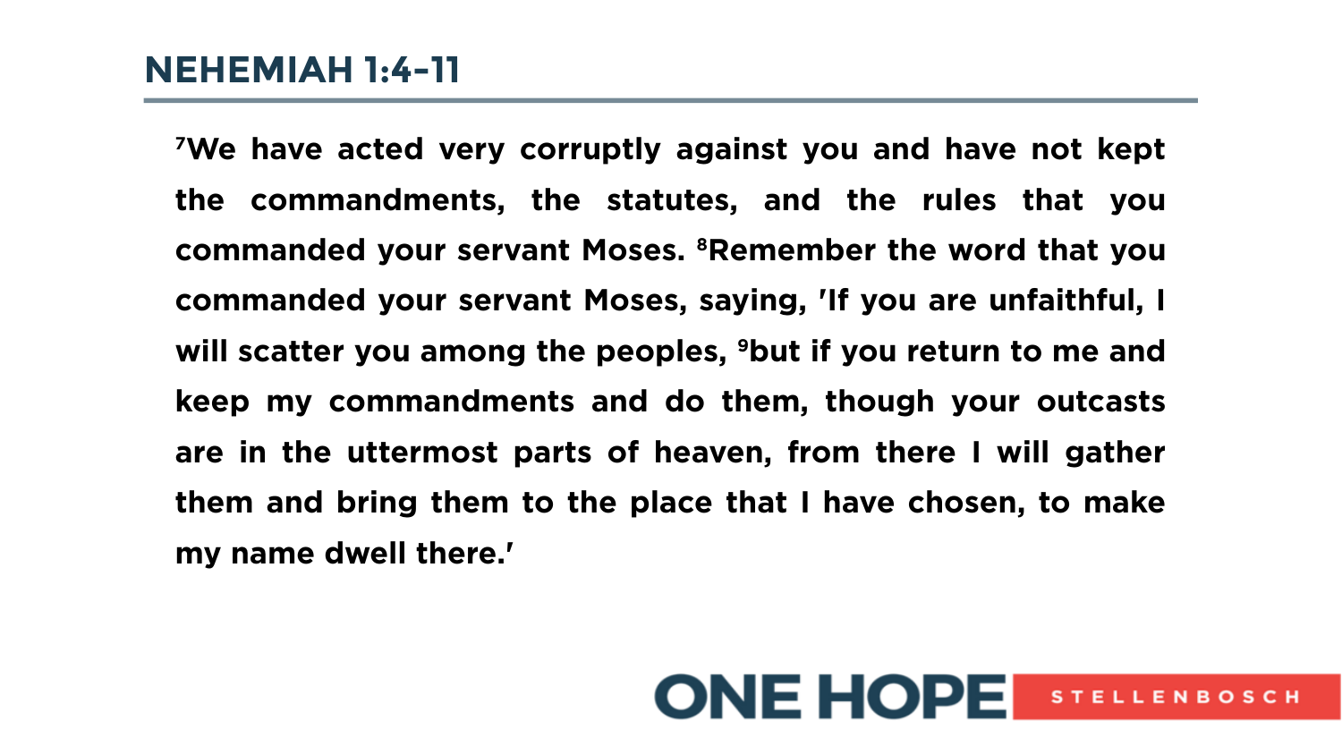## NEHEMIAH 1:4-11

**[7]We have acted very corruptly against you and have not kept the commandments, the statutes, and the rules that you commanded your servant Moses. [8]Remember the word that you commanded your servant Moses, saying, 'If you are unfaithful, I will scatter you among the peoples, [9]but if you return to me and keep my commandments and do them, though your outcasts are in the uttermost parts of heaven, from there I will gather them and bring them to the place that I have chosen, to make my name dwell there.'**

ONE HOPE STELLENBOSCH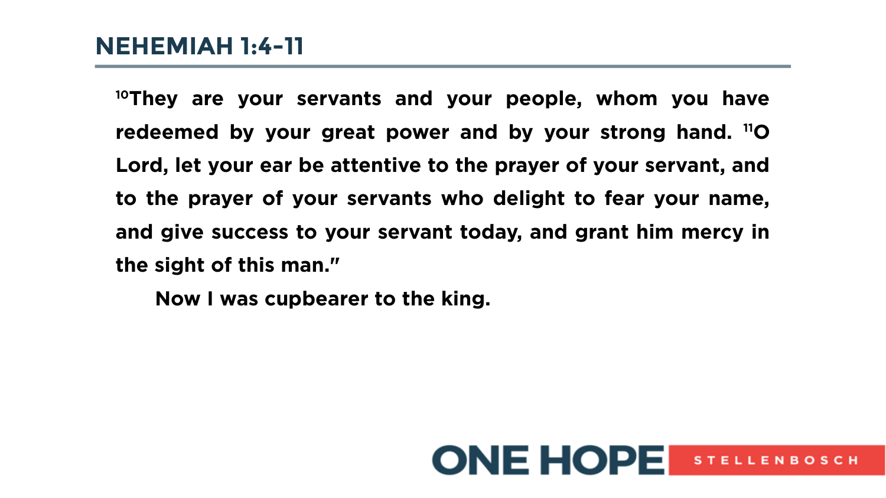## NEHEMIAH 1:4-11

**[10]They are your servants and your people, whom you have redeemed by your great power and by your strong hand. [11]O Lord, let your ear be attentive to the prayer of your servant, and to the prayer of your servants who delight to fear your name, and give success to your servant today, and grant him mercy in the sight of this man."**

**Now I was cupbearer to the king.**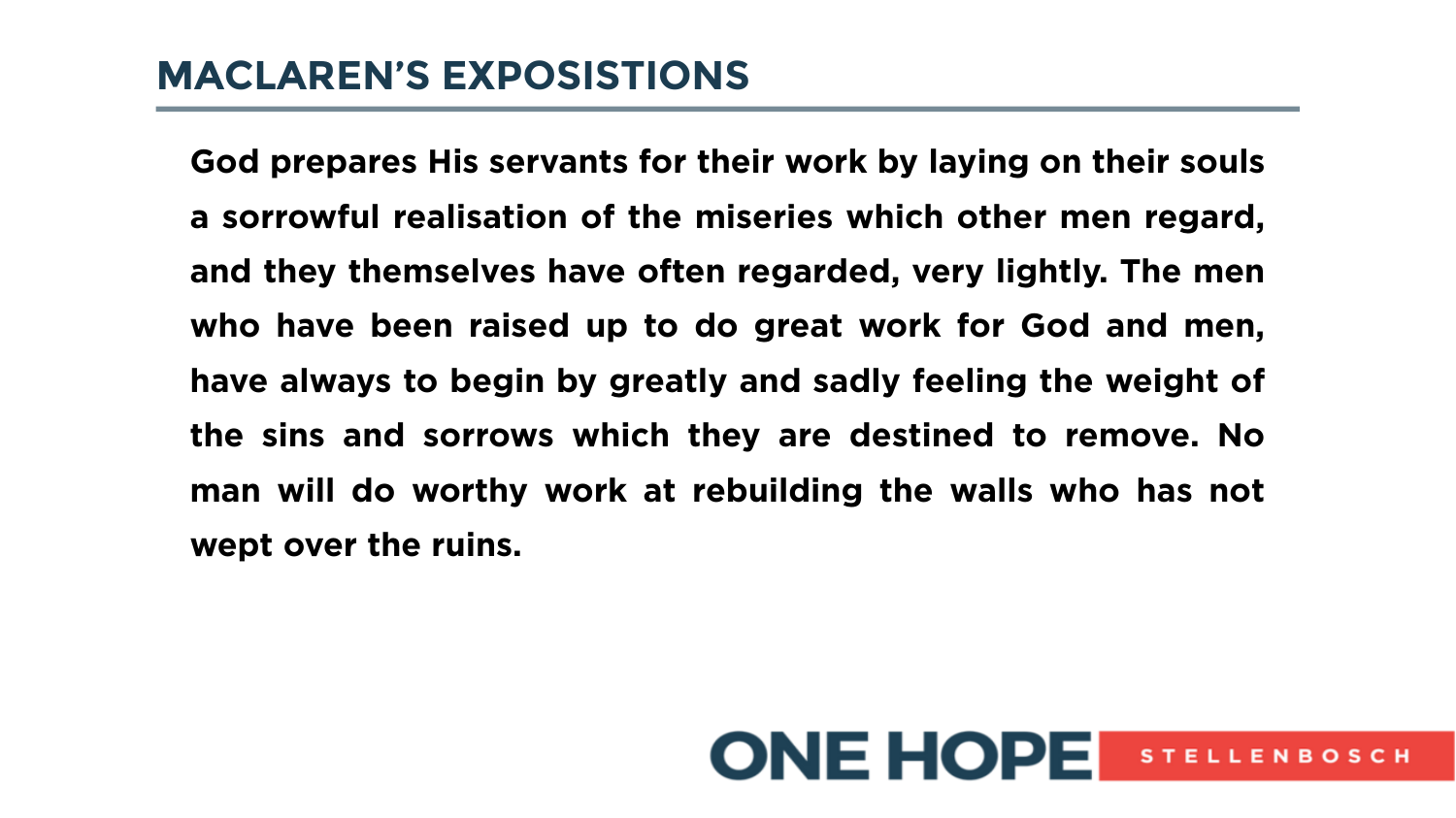## MACLAREN'S EXPOSISTIONS

**God prepares His servants for their work by laying on their souls a sorrowful realisation of the miseries which other men regard, and they themselves have often regarded, very lightly. The men who have been raised up to do great work for God and men, have always to begin by greatly and sadly feeling the weight of the sins and sorrows which they are destined to remove. No man will do worthy work at rebuilding the walls who has not wept over the ruins.**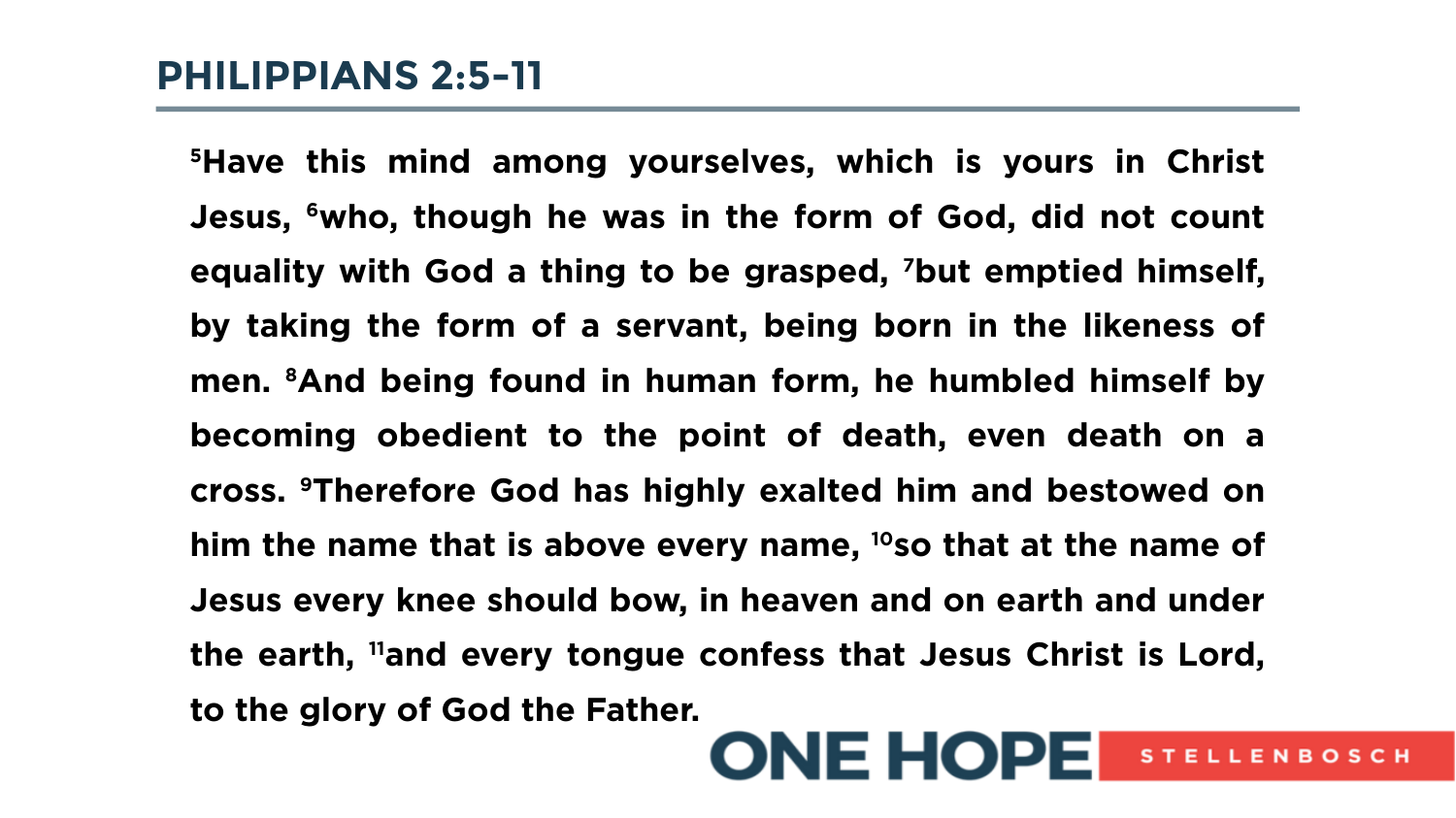## PHILIPPIANS 2:5-11

**[5]Have this mind among yourselves, which is yours in Christ Jesus, [6]who, though he was in the form of God, did not count equality with God a thing to be grasped, [7]but emptied himself, by taking the form of a servant, being born in the likeness of men. [8]And being found in human form, he humbled himself by becoming obedient to the point of death, even death on a cross. [9]Therefore God has highly exalted him and bestowed on him the name that is above every name, [10]so that at the name of Jesus every knee should bow, in heaven and on earth and under the earth, [11]and every tongue confess that Jesus Christ is Lord, to the glory of God the Father.**

ONE HOPE STELLENBOSCH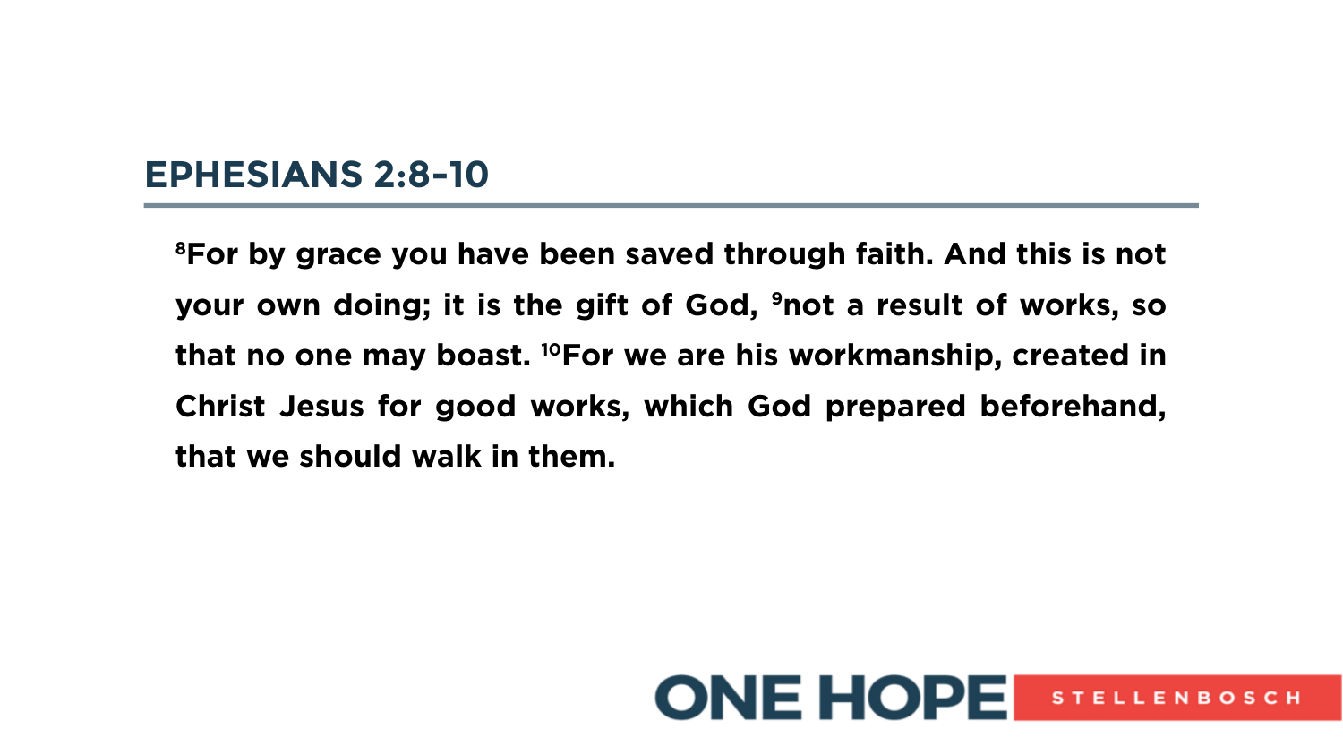## EPHESIANS 2:8–10

**[8]For by grace you have been saved through faith. And this is not your own doing; it is the gift of God, [9]not a result of works, so that no one may boast. [10]For we are his workmanship, created in Christ Jesus for good works, which God prepared beforehand, that we should walk in them.**